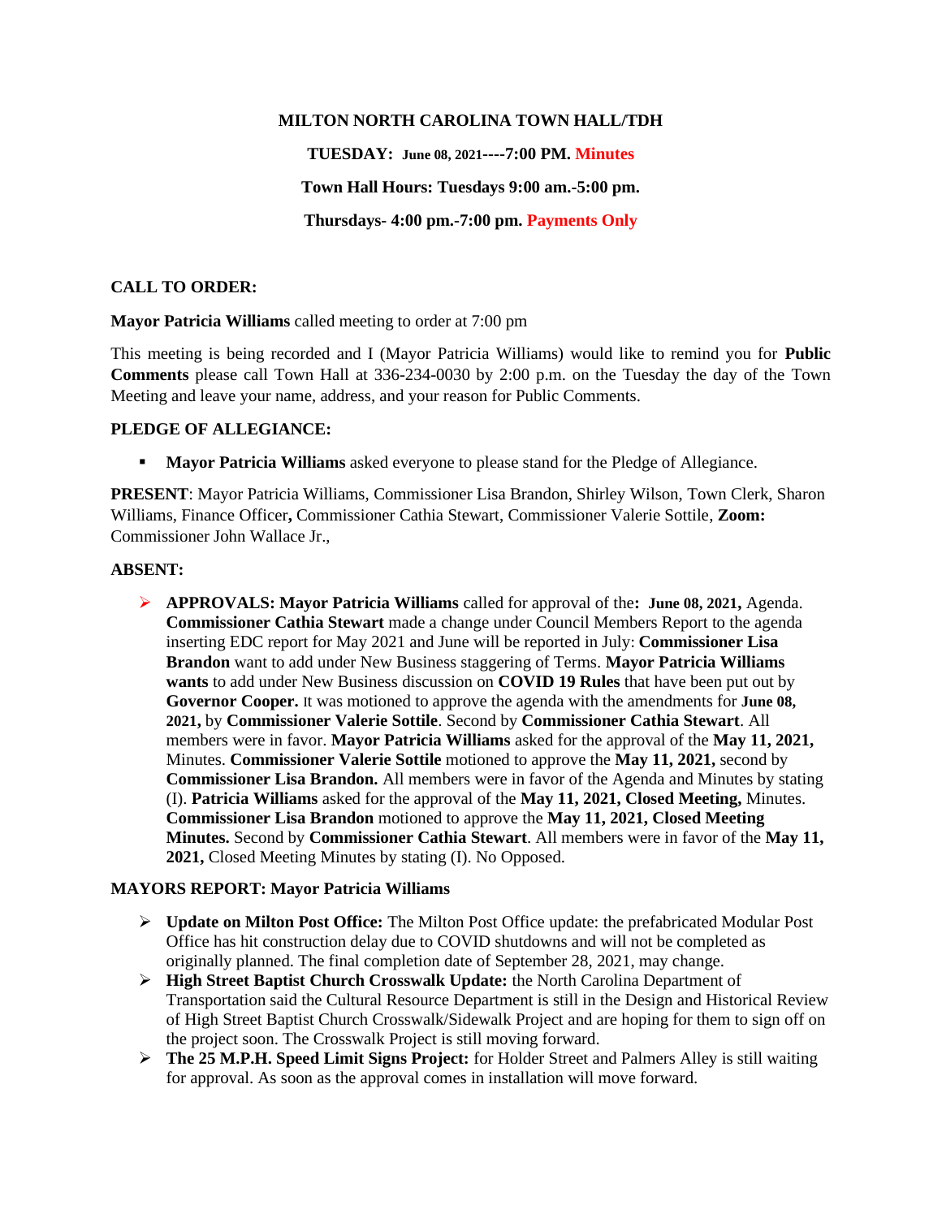**MILTON NORTH CAROLINA TOWN HALL/TDH**

**TUESDAY: June 08, 2021----7:00 PM. Minutes**

**Town Hall Hours: Tuesdays 9:00 am.-5:00 pm.**

**Thursdays- 4:00 pm.-7:00 pm. Payments Only**

**CALL TO ORDER:**

**Mayor Patricia Williams** called meeting to order at 7:00 pm

This meeting is being recorded and I (Mayor Patricia Williams) would like to remind you for **Public Comments** please call Town Hall at 336-234-0030 by 2:00 p.m. on the Tuesday the day of the Town Meeting and leave your name, address, and your reason for Public Comments.

**PLEDGE OF ALLEGIANCE:**

- **Mayor Patricia Williams** asked everyone to please stand for the Pledge of Allegiance.

**PRESENT**: Mayor Patricia Williams, Commissioner Lisa Brandon, Shirley Wilson, Town Clerk, Sharon Williams, Finance Officer**,** Commissioner Cathia Stewart, Commissioner Valerie Sottile, **Zoom:** Commissioner John Wallace Jr.,

**ABSENT:**

- **APPROVALS: Mayor Patricia Williams** called for approval of the**: June 08, 2021,** Agenda. **Commissioner Cathia Stewart** made a change under Council Members Report to the agenda inserting EDC report for May 2021 and June will be reported in July: **Commissioner Lisa Brandon** want to add under New Business staggering of Terms. **Mayor Patricia Williams wants** to add under New Business discussion on **COVID 19 Rules** that have been put out by **Governor Cooper.** It was motioned to approve the agenda with the amendments for **June 08, 2021,** by **Commissioner Valerie Sottile**. Second by **Commissioner Cathia Stewart**. All members were in favor. **Mayor Patricia Williams** asked for the approval of the **May 11, 2021,** Minutes. **Commissioner Valerie Sottile** motioned to approve the **May 11, 2021,** second by **Commissioner Lisa Brandon.** All members were in favor of the Agenda and Minutes by stating (I). **Patricia Williams** asked for the approval of the **May 11, 2021, Closed Meeting,** Minutes. **Commissioner Lisa Brandon** motioned to approve the **May 11, 2021, Closed Meeting Minutes.** Second by **Commissioner Cathia Stewart**. All members were in favor of the **May 11, 2021,** Closed Meeting Minutes by stating (I). No Opposed.

**MAYORS REPORT: Mayor Patricia Williams**

- **Update on Milton Post Office:** The Milton Post Office update: the prefabricated Modular Post Office has hit construction delay due to COVID shutdowns and will not be completed as originally planned. The final completion date of September 28, 2021, may change.
- **High Street Baptist Church Crosswalk Update:** the North Carolina Department of Transportation said the Cultural Resource Department is still in the Design and Historical Review of High Street Baptist Church Crosswalk/Sidewalk Project and are hoping for them to sign off on the project soon. The Crosswalk Project is still moving forward.
- **The 25 M.P.H. Speed Limit Signs Project:** for Holder Street and Palmers Alley is still waiting for approval. As soon as the approval comes in installation will move forward.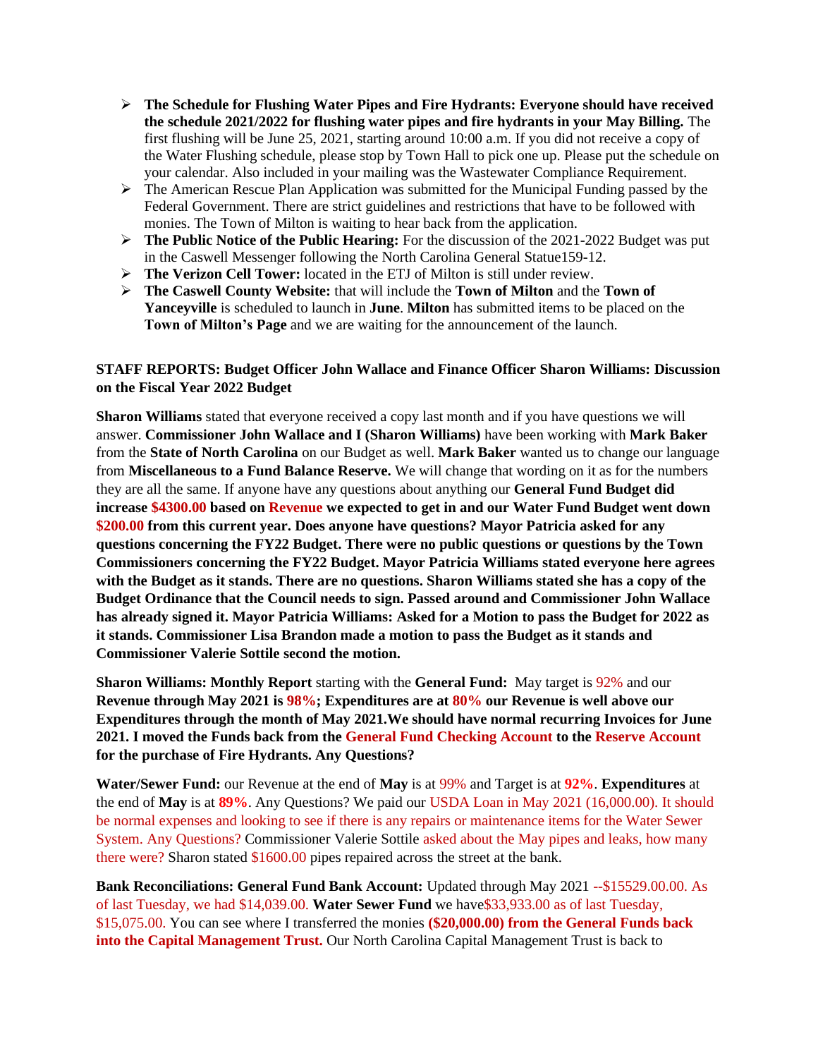- **The Schedule for Flushing Water Pipes and Fire Hydrants: Everyone should have received the schedule 2021/2022 for flushing water pipes and fire hydrants in your May Billing.** The first flushing will be June 25, 2021, starting around 10:00 a.m. If you did not receive a copy of the Water Flushing schedule, please stop by Town Hall to pick one up. Please put the schedule on your calendar. Also included in your mailing was the Wastewater Compliance Requirement.
- The American Rescue Plan Application was submitted for the Municipal Funding passed by the Federal Government. There are strict guidelines and restrictions that have to be followed with monies. The Town of Milton is waiting to hear back from the application.
- **The Public Notice of the Public Hearing:** For the discussion of the 2021-2022 Budget was put in the Caswell Messenger following the North Carolina General Statue159-12.
- **The Verizon Cell Tower:** located in the ETJ of Milton is still under review.
- **The Caswell County Website:** that will include the **Town of Milton** and the **Town of Yanceyville** is scheduled to launch in **June**. **Milton** has submitted items to be placed on the **Town of Milton's Page** and we are waiting for the announcement of the launch.

**STAFF REPORTS: Budget Officer John Wallace and Finance Officer Sharon Williams: Discussion on the Fiscal Year 2022 Budget**

**Sharon Williams** stated that everyone received a copy last month and if you have questions we will answer. **Commissioner John Wallace and I (Sharon Williams)** have been working with **Mark Baker** from the **State of North Carolina** on our Budget as well. **Mark Baker** wanted us to change our language from **Miscellaneous to a Fund Balance Reserve.** We will change that wording on it as for the numbers they are all the same. If anyone have any questions about anything our **General Fund Budget did increase $4300.00 based on Revenue we expected to get in and our Water Fund Budget went down $200.00 from this current year. Does anyone have questions? Mayor Patricia asked for any questions concerning the FY22 Budget. There were no public questions or questions by the Town Commissioners concerning the FY22 Budget. Mayor Patricia Williams stated everyone here agrees with the Budget as it stands. There are no questions. Sharon Williams stated she has a copy of the Budget Ordinance that the Council needs to sign. Passed around and Commissioner John Wallace has already signed it. Mayor Patricia Williams: Asked for a Motion to pass the Budget for 2022 as it stands. Commissioner Lisa Brandon made a motion to pass the Budget as it stands and Commissioner Valerie Sottile second the motion.**

**Sharon Williams: Monthly Report** starting with the **General Fund:** May target is 92% and our **Revenue through May 2021 is 98%; Expenditures are at 80% our Revenue is well above our Expenditures through the month of May 2021.We should have normal recurring Invoices for June 2021. I moved the Funds back from the General Fund Checking Account to the Reserve Account for the purchase of Fire Hydrants. Any Questions?**

**Water/Sewer Fund:** our Revenue at the end of **May** is at 99% and Target is at **92%**. **Expenditures** at the end of **May** is at **89%**. Any Questions? We paid our USDA Loan in May 2021 (16,000.00). It should be normal expenses and looking to see if there is any repairs or maintenance items for the Water Sewer System. Any Questions? Commissioner Valerie Sottile asked about the May pipes and leaks, how many there were? Sharon stated $1600.00 pipes repaired across the street at the bank.

**Bank Reconciliations: General Fund Bank Account:** Updated through May 2021 --$15529.00.00. As of last Tuesday, we had $14,039.00. **Water Sewer Fund** we have$33,933.00 as of last Tuesday, $15,075.00. You can see where I transferred the monies **($20,000.00) from the General Funds back into the Capital Management Trust.** Our North Carolina Capital Management Trust is back to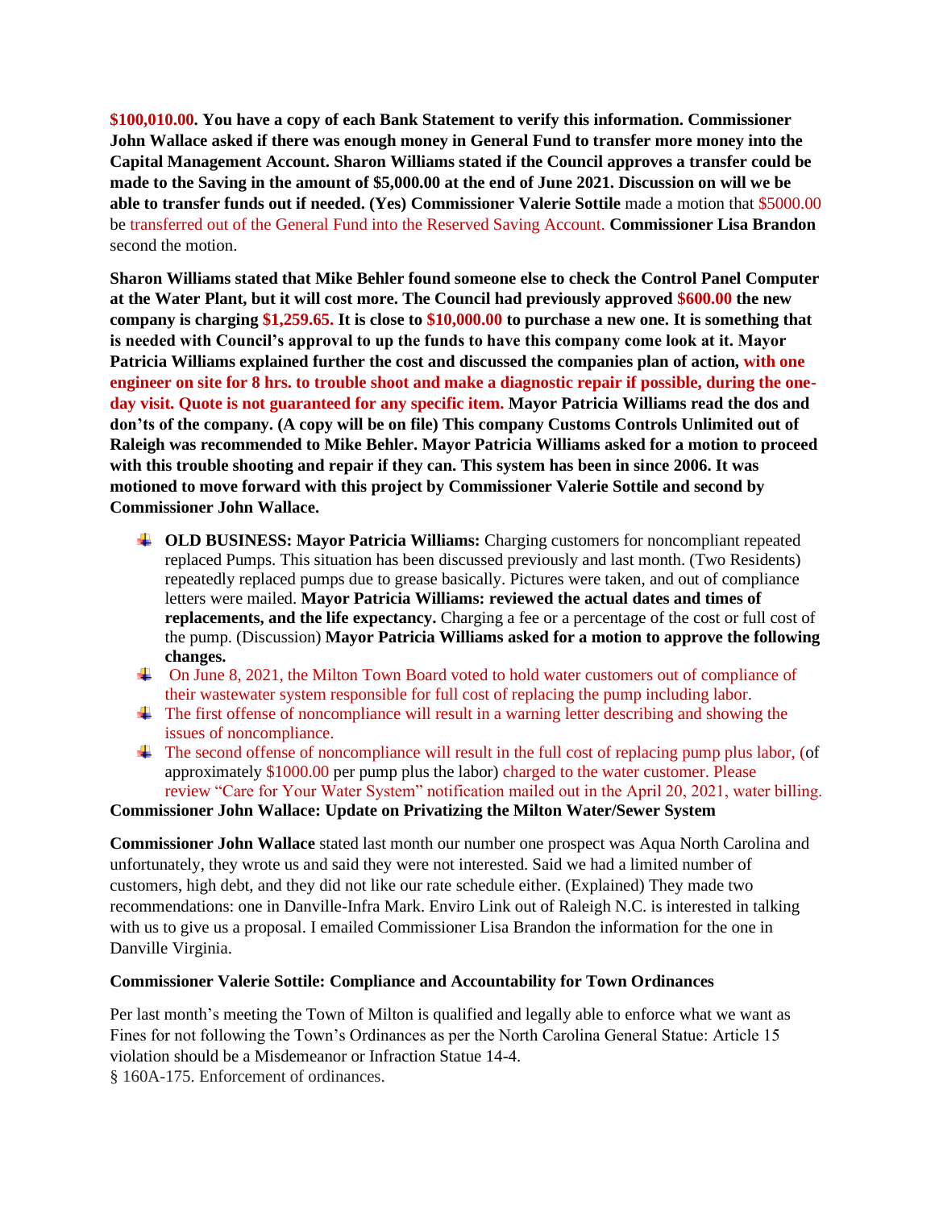**$100,010.00. You have a copy of each Bank Statement to verify this information. Commissioner John Wallace asked if there was enough money in General Fund to transfer more money into the Capital Management Account. Sharon Williams stated if the Council approves a transfer could be made to the Saving in the amount of $5,000.00 at the end of June 2021. Discussion on will we be able to transfer funds out if needed. (Yes) Commissioner Valerie Sottile** made a motion that $5000.00 be transferred out of the General Fund into the Reserved Saving Account. **Commissioner Lisa Brandon** second the motion.

**Sharon Williams stated that Mike Behler found someone else to check the Control Panel Computer at the Water Plant, but it will cost more. The Council had previously approved $600.00 the new company is charging $1,259.65. It is close to $10,000.00 to purchase a new one. It is something that is needed with Council's approval to up the funds to have this company come look at it. Mayor Patricia Williams explained further the cost and discussed the companies plan of action, with one engineer on site for 8 hrs. to trouble shoot and make a diagnostic repair if possible, during the one-day visit. Quote is not guaranteed for any specific item. Mayor Patricia Williams read the dos and don'ts of the company. (A copy will be on file) This company Customs Controls Unlimited out of Raleigh was recommended to Mike Behler. Mayor Patricia Williams asked for a motion to proceed with this trouble shooting and repair if they can. This system has been in since 2006. It was motioned to move forward with this project by Commissioner Valerie Sottile and second by Commissioner John Wallace.**

- **OLD BUSINESS: Mayor Patricia Williams:** Charging customers for noncompliant repeated replaced Pumps. This situation has been discussed previously and last month. (Two Residents) repeatedly replaced pumps due to grease basically. Pictures were taken, and out of compliance letters were mailed. **Mayor Patricia Williams: reviewed the actual dates and times of replacements, and the life expectancy.** Charging a fee or a percentage of the cost or full cost of the pump. (Discussion) **Mayor Patricia Williams asked for a motion to approve the following changes.**
- On June 8, 2021, the Milton Town Board voted to hold water customers out of compliance of their wastewater system responsible for full cost of replacing the pump including labor.
- The first offense of noncompliance will result in a warning letter describing and showing the issues of noncompliance.
- The second offense of noncompliance will result in the full cost of replacing pump plus labor, (of approximately $1000.00 per pump plus the labor) charged to the water customer. Please review "Care for Your Water System" notification mailed out in the April 20, 2021, water billing.

**Commissioner John Wallace: Update on Privatizing the Milton Water/Sewer System**

**Commissioner John Wallace** stated last month our number one prospect was Aqua North Carolina and unfortunately, they wrote us and said they were not interested. Said we had a limited number of customers, high debt, and they did not like our rate schedule either. (Explained) They made two recommendations: one in Danville-Infra Mark. Enviro Link out of Raleigh N.C. is interested in talking with us to give us a proposal. I emailed Commissioner Lisa Brandon the information for the one in Danville Virginia.

**Commissioner Valerie Sottile: Compliance and Accountability for Town Ordinances**

Per last month's meeting the Town of Milton is qualified and legally able to enforce what we want as Fines for not following the Town's Ordinances as per the North Carolina General Statue: Article 15 violation should be a Misdemeanor or Infraction Statue 14-4.

§ 160A-175. Enforcement of ordinances.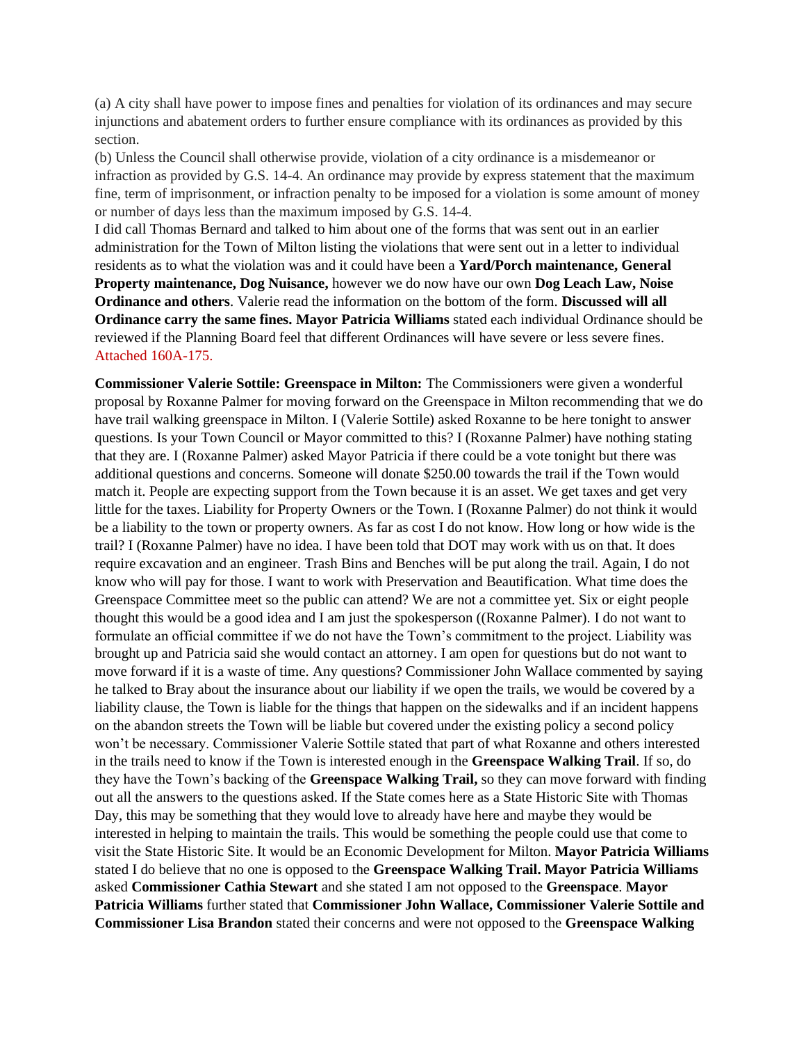(a) A city shall have power to impose fines and penalties for violation of its ordinances and may secure injunctions and abatement orders to further ensure compliance with its ordinances as provided by this section.
(b) Unless the Council shall otherwise provide, violation of a city ordinance is a misdemeanor or infraction as provided by G.S. 14-4. An ordinance may provide by express statement that the maximum fine, term of imprisonment, or infraction penalty to be imposed for a violation is some amount of money or number of days less than the maximum imposed by G.S. 14-4.
I did call Thomas Bernard and talked to him about one of the forms that was sent out in an earlier administration for the Town of Milton listing the violations that were sent out in a letter to individual residents as to what the violation was and it could have been a **Yard/Porch maintenance, General Property maintenance, Dog Nuisance,** however we do now have our own **Dog Leach Law, Noise Ordinance and others**. Valerie read the information on the bottom of the form. **Discussed will all Ordinance carry the same fines. Mayor Patricia Williams** stated each individual Ordinance should be reviewed if the Planning Board feel that different Ordinances will have severe or less severe fines. Attached 160A-175.

**Commissioner Valerie Sottile: Greenspace in Milton:** The Commissioners were given a wonderful proposal by Roxanne Palmer for moving forward on the Greenspace in Milton recommending that we do have trail walking greenspace in Milton. I (Valerie Sottile) asked Roxanne to be here tonight to answer questions. Is your Town Council or Mayor committed to this? I (Roxanne Palmer) have nothing stating that they are. I (Roxanne Palmer) asked Mayor Patricia if there could be a vote tonight but there was additional questions and concerns. Someone will donate $250.00 towards the trail if the Town would match it. People are expecting support from the Town because it is an asset. We get taxes and get very little for the taxes. Liability for Property Owners or the Town. I (Roxanne Palmer) do not think it would be a liability to the town or property owners. As far as cost I do not know. How long or how wide is the trail? I (Roxanne Palmer) have no idea. I have been told that DOT may work with us on that. It does require excavation and an engineer. Trash Bins and Benches will be put along the trail. Again, I do not know who will pay for those. I want to work with Preservation and Beautification. What time does the Greenspace Committee meet so the public can attend? We are not a committee yet. Six or eight people thought this would be a good idea and I am just the spokesperson ((Roxanne Palmer). I do not want to formulate an official committee if we do not have the Town's commitment to the project. Liability was brought up and Patricia said she would contact an attorney. I am open for questions but do not want to move forward if it is a waste of time. Any questions? Commissioner John Wallace commented by saying he talked to Bray about the insurance about our liability if we open the trails, we would be covered by a liability clause, the Town is liable for the things that happen on the sidewalks and if an incident happens on the abandon streets the Town will be liable but covered under the existing policy a second policy won't be necessary. Commissioner Valerie Sottile stated that part of what Roxanne and others interested in the trails need to know if the Town is interested enough in the **Greenspace Walking Trail**. If so, do they have the Town's backing of the **Greenspace Walking Trail,** so they can move forward with finding out all the answers to the questions asked. If the State comes here as a State Historic Site with Thomas Day, this may be something that they would love to already have here and maybe they would be interested in helping to maintain the trails. This would be something the people could use that come to visit the State Historic Site. It would be an Economic Development for Milton. **Mayor Patricia Williams** stated I do believe that no one is opposed to the **Greenspace Walking Trail. Mayor Patricia Williams** asked **Commissioner Cathia Stewart** and she stated I am not opposed to the **Greenspace**. **Mayor Patricia Williams** further stated that **Commissioner John Wallace, Commissioner Valerie Sottile and Commissioner Lisa Brandon** stated their concerns and were not opposed to the **Greenspace Walking**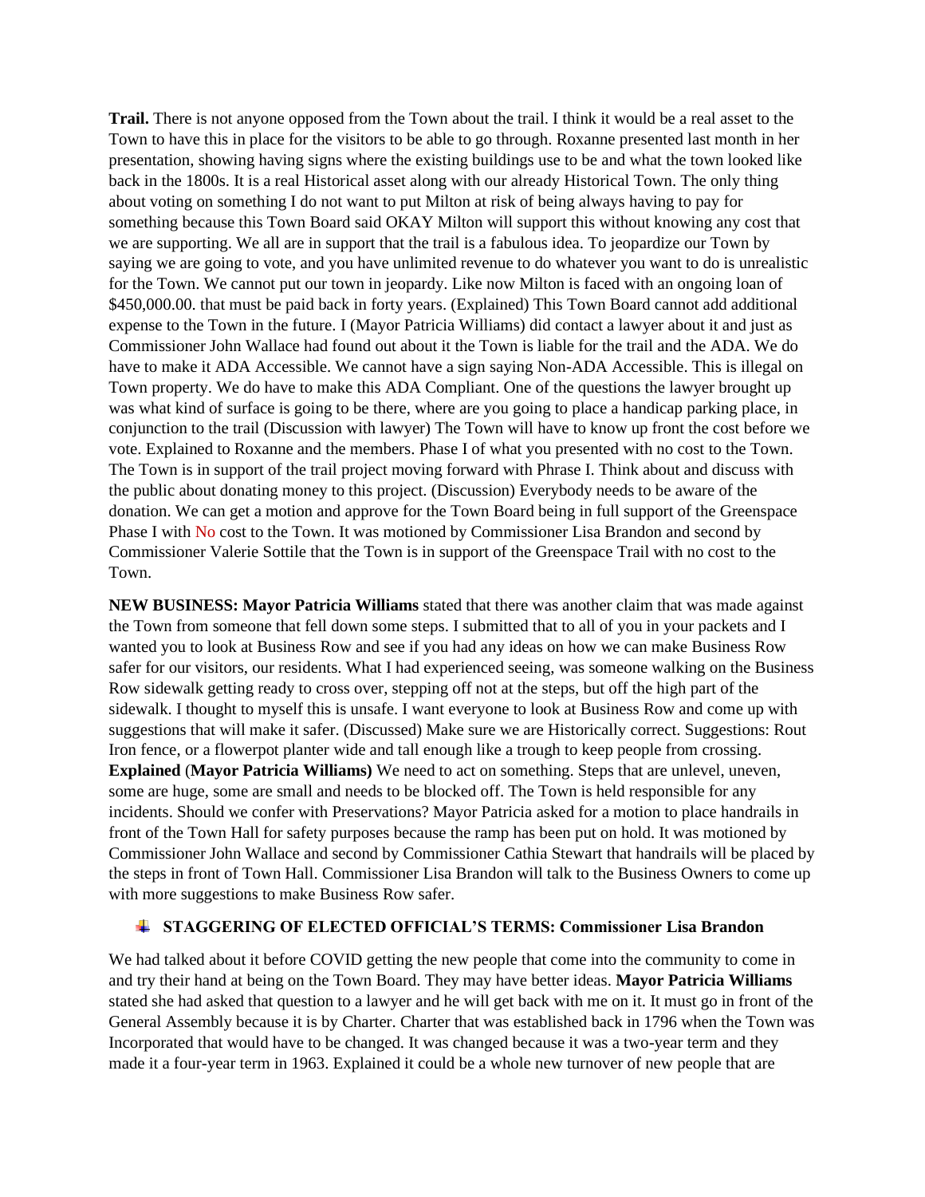**Trail.** There is not anyone opposed from the Town about the trail. I think it would be a real asset to the Town to have this in place for the visitors to be able to go through. Roxanne presented last month in her presentation, showing having signs where the existing buildings use to be and what the town looked like back in the 1800s. It is a real Historical asset along with our already Historical Town. The only thing about voting on something I do not want to put Milton at risk of being always having to pay for something because this Town Board said OKAY Milton will support this without knowing any cost that we are supporting. We all are in support that the trail is a fabulous idea. To jeopardize our Town by saying we are going to vote, and you have unlimited revenue to do whatever you want to do is unrealistic for the Town. We cannot put our town in jeopardy. Like now Milton is faced with an ongoing loan of $450,000.00. that must be paid back in forty years. (Explained) This Town Board cannot add additional expense to the Town in the future. I (Mayor Patricia Williams) did contact a lawyer about it and just as Commissioner John Wallace had found out about it the Town is liable for the trail and the ADA. We do have to make it ADA Accessible. We cannot have a sign saying Non-ADA Accessible. This is illegal on Town property. We do have to make this ADA Compliant. One of the questions the lawyer brought up was what kind of surface is going to be there, where are you going to place a handicap parking place, in conjunction to the trail (Discussion with lawyer) The Town will have to know up front the cost before we vote. Explained to Roxanne and the members. Phase I of what you presented with no cost to the Town. The Town is in support of the trail project moving forward with Phrase I. Think about and discuss with the public about donating money to this project. (Discussion) Everybody needs to be aware of the donation. We can get a motion and approve for the Town Board being in full support of the Greenspace Phase I with No cost to the Town. It was motioned by Commissioner Lisa Brandon and second by Commissioner Valerie Sottile that the Town is in support of the Greenspace Trail with no cost to the Town.

**NEW BUSINESS: Mayor Patricia Williams** stated that there was another claim that was made against the Town from someone that fell down some steps. I submitted that to all of you in your packets and I wanted you to look at Business Row and see if you had any ideas on how we can make Business Row safer for our visitors, our residents. What I had experienced seeing, was someone walking on the Business Row sidewalk getting ready to cross over, stepping off not at the steps, but off the high part of the sidewalk. I thought to myself this is unsafe. I want everyone to look at Business Row and come up with suggestions that will make it safer. (Discussed) Make sure we are Historically correct. Suggestions: Rout Iron fence, or a flowerpot planter wide and tall enough like a trough to keep people from crossing. **Explained** (**Mayor Patricia Williams)** We need to act on something. Steps that are unlevel, uneven, some are huge, some are small and needs to be blocked off. The Town is held responsible for any incidents. Should we confer with Preservations? Mayor Patricia asked for a motion to place handrails in front of the Town Hall for safety purposes because the ramp has been put on hold. It was motioned by Commissioner John Wallace and second by Commissioner Cathia Stewart that handrails will be placed by the steps in front of Town Hall. Commissioner Lisa Brandon will talk to the Business Owners to come up with more suggestions to make Business Row safer.

- **STAGGERING OF ELECTED OFFICIAL'S TERMS: Commissioner Lisa Brandon**

We had talked about it before COVID getting the new people that come into the community to come in and try their hand at being on the Town Board. They may have better ideas. **Mayor Patricia Williams** stated she had asked that question to a lawyer and he will get back with me on it. It must go in front of the General Assembly because it is by Charter. Charter that was established back in 1796 when the Town was Incorporated that would have to be changed. It was changed because it was a two-year term and they made it a four-year term in 1963. Explained it could be a whole new turnover of new people that are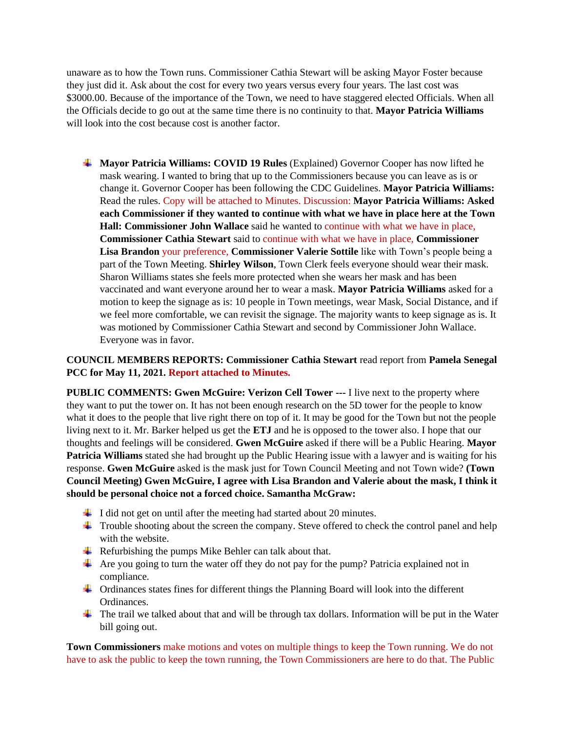unaware as to how the Town runs. Commissioner Cathia Stewart will be asking Mayor Foster because they just did it. Ask about the cost for every two years versus every four years. The last cost was $3000.00. Because of the importance of the Town, we need to have staggered elected Officials. When all the Officials decide to go out at the same time there is no continuity to that. **Mayor Patricia Williams** will look into the cost because cost is another factor.

- **Mayor Patricia Williams: COVID 19 Rules** (Explained) Governor Cooper has now lifted he mask wearing. I wanted to bring that up to the Commissioners because you can leave as is or change it. Governor Cooper has been following the CDC Guidelines. **Mayor Patricia Williams:** Read the rules. Copy will be attached to Minutes. Discussion: **Mayor Patricia Williams: Asked each Commissioner if they wanted to continue with what we have in place here at the Town Hall: Commissioner John Wallace** said he wanted to continue with what we have in place, **Commissioner Cathia Stewart** said to continue with what we have in place, **Commissioner Lisa Brandon** your preference, **Commissioner Valerie Sottile** like with Town's people being a part of the Town Meeting. **Shirley Wilson**, Town Clerk feels everyone should wear their mask. Sharon Williams states she feels more protected when she wears her mask and has been vaccinated and want everyone around her to wear a mask. **Mayor Patricia Williams** asked for a motion to keep the signage as is: 10 people in Town meetings, wear Mask, Social Distance, and if we feel more comfortable, we can revisit the signage. The majority wants to keep signage as is. It was motioned by Commissioner Cathia Stewart and second by Commissioner John Wallace. Everyone was in favor.

**COUNCIL MEMBERS REPORTS: Commissioner Cathia Stewart** read report from **Pamela Senegal PCC for May 11, 2021. Report attached to Minutes.**

**PUBLIC COMMENTS: Gwen McGuire: Verizon Cell Tower ---** I live next to the property where they want to put the tower on. It has not been enough research on the 5D tower for the people to know what it does to the people that live right there on top of it. It may be good for the Town but not the people living next to it. Mr. Barker helped us get the **ETJ** and he is opposed to the tower also. I hope that our thoughts and feelings will be considered. **Gwen McGuire** asked if there will be a Public Hearing. **Mayor Patricia Williams** stated she had brought up the Public Hearing issue with a lawyer and is waiting for his response. **Gwen McGuire** asked is the mask just for Town Council Meeting and not Town wide? **(Town Council Meeting) Gwen McGuire, I agree with Lisa Brandon and Valerie about the mask, I think it should be personal choice not a forced choice. Samantha McGraw:**

- I did not get on until after the meeting had started about 20 minutes.
- Trouble shooting about the screen the company. Steve offered to check the control panel and help with the website.
- Refurbishing the pumps Mike Behler can talk about that.
- Are you going to turn the water off they do not pay for the pump? Patricia explained not in compliance.
- Ordinances states fines for different things the Planning Board will look into the different Ordinances.
- The trail we talked about that and will be through tax dollars. Information will be put in the Water bill going out.

**Town Commissioners** make motions and votes on multiple things to keep the Town running. We do not have to ask the public to keep the town running, the Town Commissioners are here to do that. The Public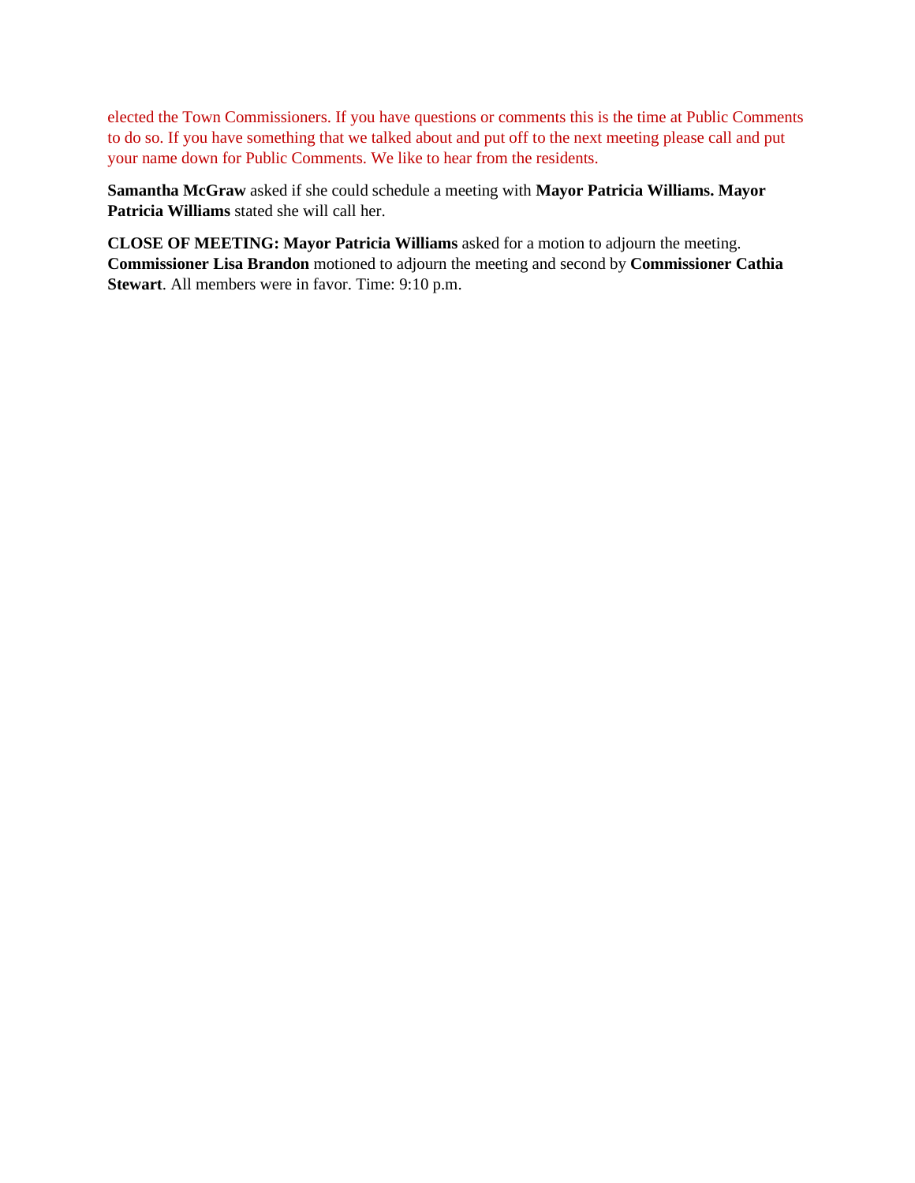elected the Town Commissioners. If you have questions or comments this is the time at Public Comments to do so. If you have something that we talked about and put off to the next meeting please call and put your name down for Public Comments. We like to hear from the residents.

**Samantha McGraw** asked if she could schedule a meeting with **Mayor Patricia Williams. Mayor Patricia Williams** stated she will call her.

**CLOSE OF MEETING: Mayor Patricia Williams** asked for a motion to adjourn the meeting. **Commissioner Lisa Brandon** motioned to adjourn the meeting and second by **Commissioner Cathia Stewart**. All members were in favor. Time: 9:10 p.m.